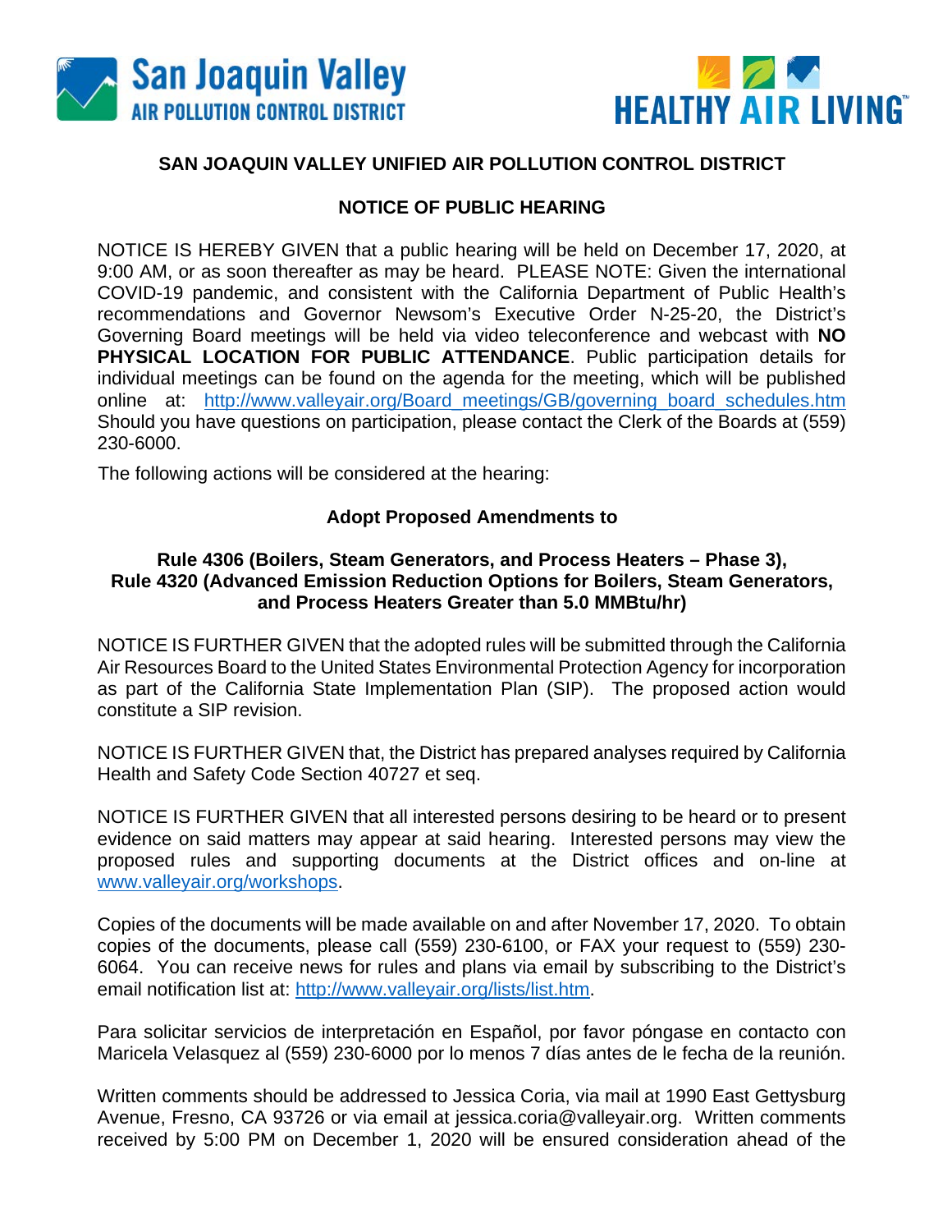San Joaquin Valley AIR POLLUTION CONTROL DISTRICT

HEALTHY AIR LIVING™

## SAN JOAQUIN VALLEY UNIFIED AIR POLLUTION CONTROL DISTRICT

## NOTICE OF PUBLIC HEARING

NOTICE IS HEREBY GIVEN that a public hearing will be held on December 17, 2020, at 9:00 AM, or as soon thereafter as may be heard. PLEASE NOTE: Given the international COVID-19 pandemic, and consistent with the California Department of Public Health's recommendations and Governor Newsom's Executive Order N-25-20, the District's Governing Board meetings will be held via video teleconference and webcast with **NO PHYSICAL LOCATION FOR PUBLIC ATTENDANCE**. Public participation details for individual meetings can be found on the agenda for the meeting, which will be published online at: http://www.valleyair.org/Board_meetings/GB/governing_board_schedules.htm Should you have questions on participation, please contact the Clerk of the Boards at (559) 230-6000.

The following actions will be considered at the hearing:

### Adopt Proposed Amendments to

### Rule 4306 (Boilers, Steam Generators, and Process Heaters – Phase 3), Rule 4320 (Advanced Emission Reduction Options for Boilers, Steam Generators, and Process Heaters Greater than 5.0 MMBtu/hr)

NOTICE IS FURTHER GIVEN that the adopted rules will be submitted through the California Air Resources Board to the United States Environmental Protection Agency for incorporation as part of the California State Implementation Plan (SIP). The proposed action would constitute a SIP revision.

NOTICE IS FURTHER GIVEN that, the District has prepared analyses required by California Health and Safety Code Section 40727 et seq.

NOTICE IS FURTHER GIVEN that all interested persons desiring to be heard or to present evidence on said matters may appear at said hearing. Interested persons may view the proposed rules and supporting documents at the District offices and on-line at www.valleyair.org/workshops.

Copies of the documents will be made available on and after November 17, 2020. To obtain copies of the documents, please call (559) 230-6100, or FAX your request to (559) 230-6064. You can receive news for rules and plans via email by subscribing to the District's email notification list at: http://www.valleyair.org/lists/list.htm.

Para solicitar servicios de interpretación en Español, por favor póngase en contacto con Maricela Velasquez al (559) 230-6000 por lo menos 7 días antes de le fecha de la reunión.

Written comments should be addressed to Jessica Coria, via mail at 1990 East Gettysburg Avenue, Fresno, CA 93726 or via email at jessica.coria@valleyair.org. Written comments received by 5:00 PM on December 1, 2020 will be ensured consideration ahead of the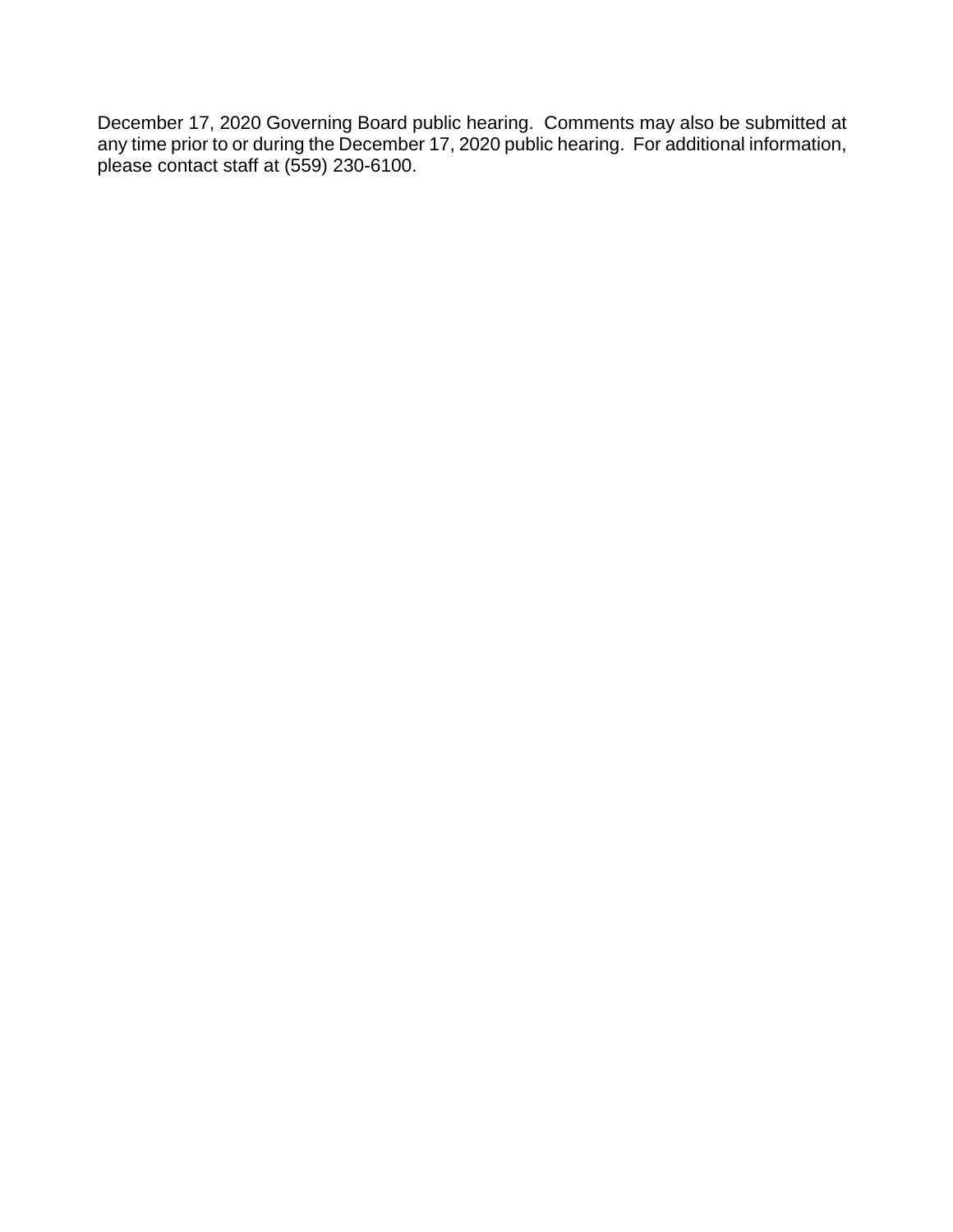December 17, 2020 Governing Board public hearing. Comments may also be submitted at any time prior to or during the December 17, 2020 public hearing. For additional information, please contact staff at (559) 230-6100.